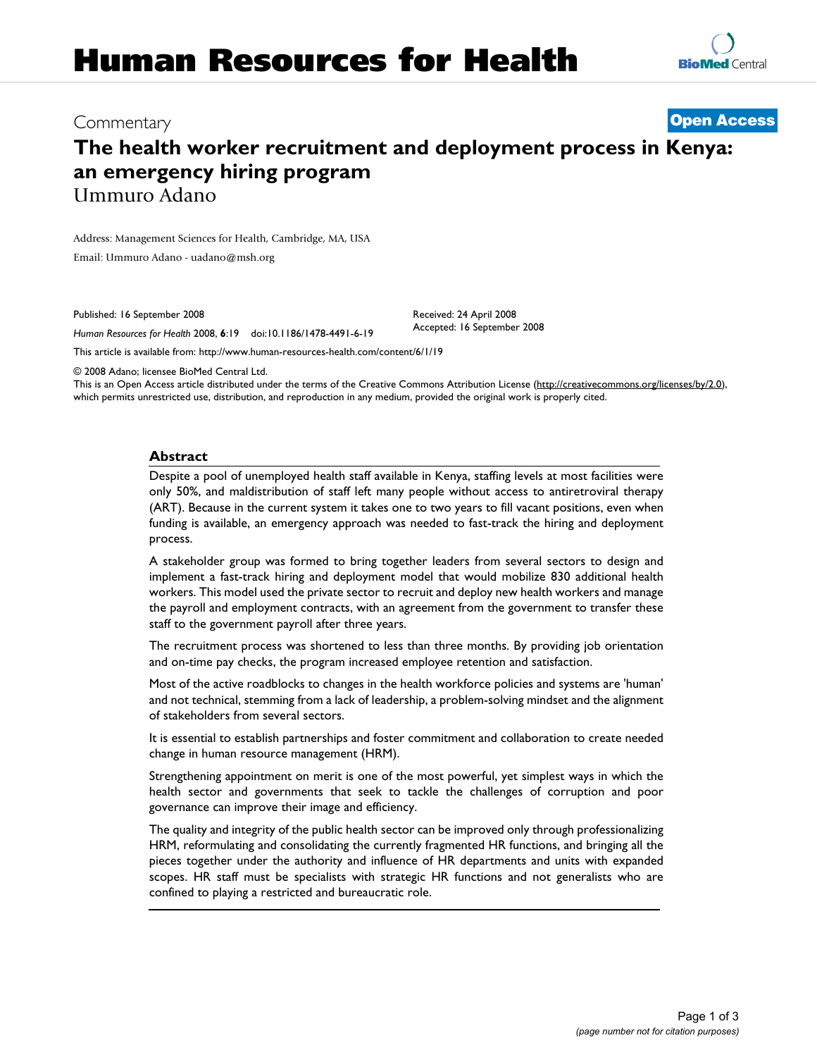Commentary

**Open Access**

# The health worker recruitment and deployment process in Kenya: an emergency hiring program

Ummuro Adano

Address: Management Sciences for Health, Cambridge, MA, USA

Email: Ummuro Adano - uadano@msh.org

Published: 16 September 2008

*Human Resources for Health* 2008, **6**:19 doi:10.1186/1478-4491-6-19

Received: 24 April 2008

Accepted: 16 September 2008

This article is available from: http://www.human-resources-health.com/content/6/1/19

© 2008 Adano; licensee BioMed Central Ltd.

This is an Open Access article distributed under the terms of the Creative Commons Attribution License (http://creativecommons.org/licenses/by/2.0), which permits unrestricted use, distribution, and reproduction in any medium, provided the original work is properly cited.

## Abstract

Despite a pool of unemployed health staff available in Kenya, staffing levels at most facilities were only 50%, and maldistribution of staff left many people without access to antiretroviral therapy (ART). Because in the current system it takes one to two years to fill vacant positions, even when funding is available, an emergency approach was needed to fast-track the hiring and deployment process.

A stakeholder group was formed to bring together leaders from several sectors to design and implement a fast-track hiring and deployment model that would mobilize 830 additional health workers. This model used the private sector to recruit and deploy new health workers and manage the payroll and employment contracts, with an agreement from the government to transfer these staff to the government payroll after three years.

The recruitment process was shortened to less than three months. By providing job orientation and on-time pay checks, the program increased employee retention and satisfaction.

Most of the active roadblocks to changes in the health workforce policies and systems are 'human' and not technical, stemming from a lack of leadership, a problem-solving mindset and the alignment of stakeholders from several sectors.

It is essential to establish partnerships and foster commitment and collaboration to create needed change in human resource management (HRM).

Strengthening appointment on merit is one of the most powerful, yet simplest ways in which the health sector and governments that seek to tackle the challenges of corruption and poor governance can improve their image and efficiency.

The quality and integrity of the public health sector can be improved only through professionalizing HRM, reformulating and consolidating the currently fragmented HR functions, and bringing all the pieces together under the authority and influence of HR departments and units with expanded scopes. HR staff must be specialists with strategic HR functions and not generalists who are confined to playing a restricted and bureaucratic role.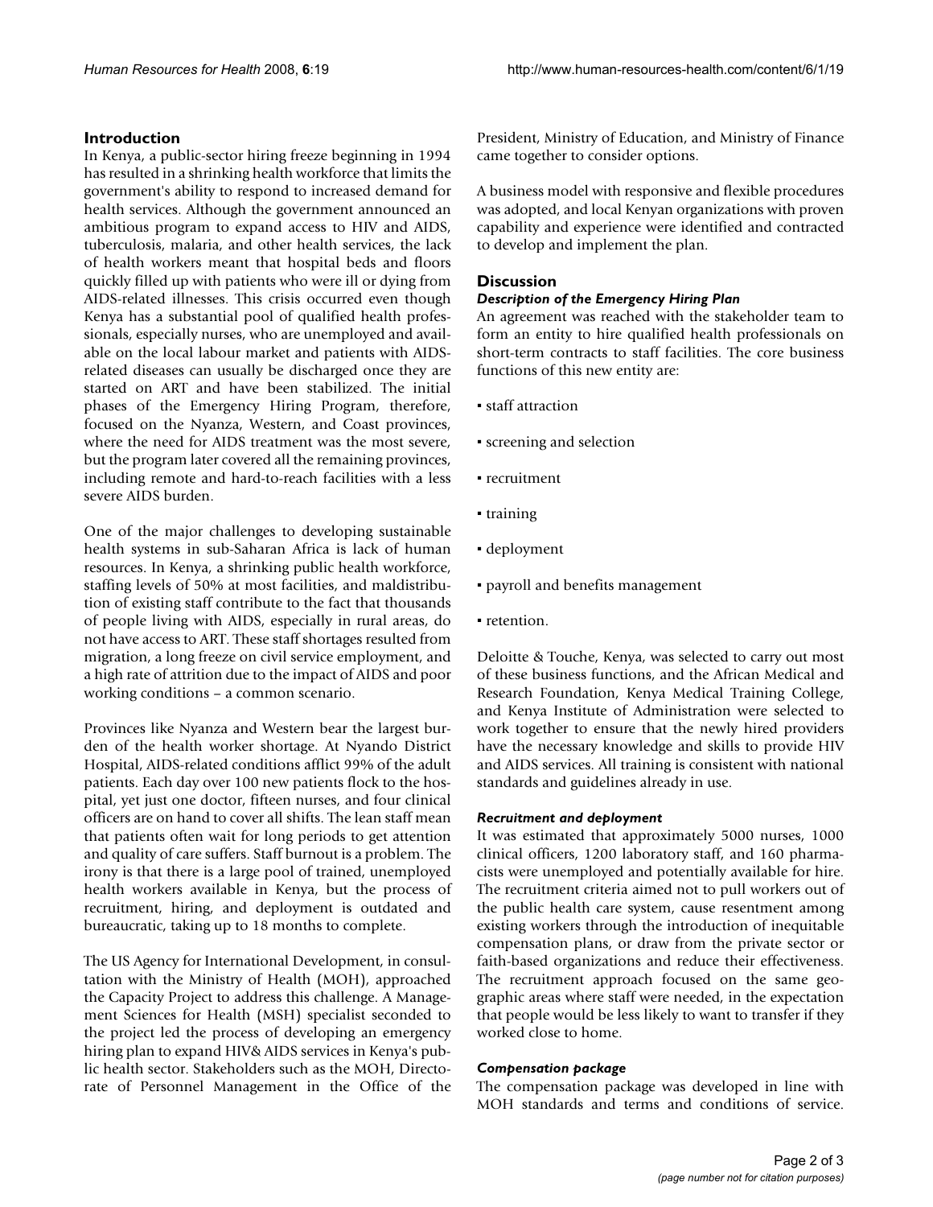## Introduction

In Kenya, a public-sector hiring freeze beginning in 1994 has resulted in a shrinking health workforce that limits the government's ability to respond to increased demand for health services. Although the government announced an ambitious program to expand access to HIV and AIDS, tuberculosis, malaria, and other health services, the lack of health workers meant that hospital beds and floors quickly filled up with patients who were ill or dying from AIDS-related illnesses. This crisis occurred even though Kenya has a substantial pool of qualified health professionals, especially nurses, who are unemployed and available on the local labour market and patients with AIDS-related diseases can usually be discharged once they are started on ART and have been stabilized. The initial phases of the Emergency Hiring Program, therefore, focused on the Nyanza, Western, and Coast provinces, where the need for AIDS treatment was the most severe, but the program later covered all the remaining provinces, including remote and hard-to-reach facilities with a less severe AIDS burden.

One of the major challenges to developing sustainable health systems in sub-Saharan Africa is lack of human resources. In Kenya, a shrinking public health workforce, staffing levels of 50% at most facilities, and maldistribution of existing staff contribute to the fact that thousands of people living with AIDS, especially in rural areas, do not have access to ART. These staff shortages resulted from migration, a long freeze on civil service employment, and a high rate of attrition due to the impact of AIDS and poor working conditions – a common scenario.

Provinces like Nyanza and Western bear the largest burden of the health worker shortage. At Nyando District Hospital, AIDS-related conditions afflict 99% of the adult patients. Each day over 100 new patients flock to the hospital, yet just one doctor, fifteen nurses, and four clinical officers are on hand to cover all shifts. The lean staff mean that patients often wait for long periods to get attention and quality of care suffers. Staff burnout is a problem. The irony is that there is a large pool of trained, unemployed health workers available in Kenya, but the process of recruitment, hiring, and deployment is outdated and bureaucratic, taking up to 18 months to complete.

The US Agency for International Development, in consultation with the Ministry of Health (MOH), approached the Capacity Project to address this challenge. A Management Sciences for Health (MSH) specialist seconded to the project led the process of developing an emergency hiring plan to expand HIV& AIDS services in Kenya's public health sector. Stakeholders such as the MOH, Directorate of Personnel Management in the Office of the President, Ministry of Education, and Ministry of Finance came together to consider options.

A business model with responsive and flexible procedures was adopted, and local Kenyan organizations with proven capability and experience were identified and contracted to develop and implement the plan.

## Discussion

### Description of the Emergency Hiring Plan

An agreement was reached with the stakeholder team to form an entity to hire qualified health professionals on short-term contracts to staff facilities. The core business functions of this new entity are:

- staff attraction
- screening and selection
- recruitment
- training
- deployment
- payroll and benefits management
- retention.

Deloitte & Touche, Kenya, was selected to carry out most of these business functions, and the African Medical and Research Foundation, Kenya Medical Training College, and Kenya Institute of Administration were selected to work together to ensure that the newly hired providers have the necessary knowledge and skills to provide HIV and AIDS services. All training is consistent with national standards and guidelines already in use.

### Recruitment and deployment

It was estimated that approximately 5000 nurses, 1000 clinical officers, 1200 laboratory staff, and 160 pharmacists were unemployed and potentially available for hire. The recruitment criteria aimed not to pull workers out of the public health care system, cause resentment among existing workers through the introduction of inequitable compensation plans, or draw from the private sector or faith-based organizations and reduce their effectiveness. The recruitment approach focused on the same geographic areas where staff were needed, in the expectation that people would be less likely to want to transfer if they worked close to home.

### Compensation package

The compensation package was developed in line with MOH standards and terms and conditions of service.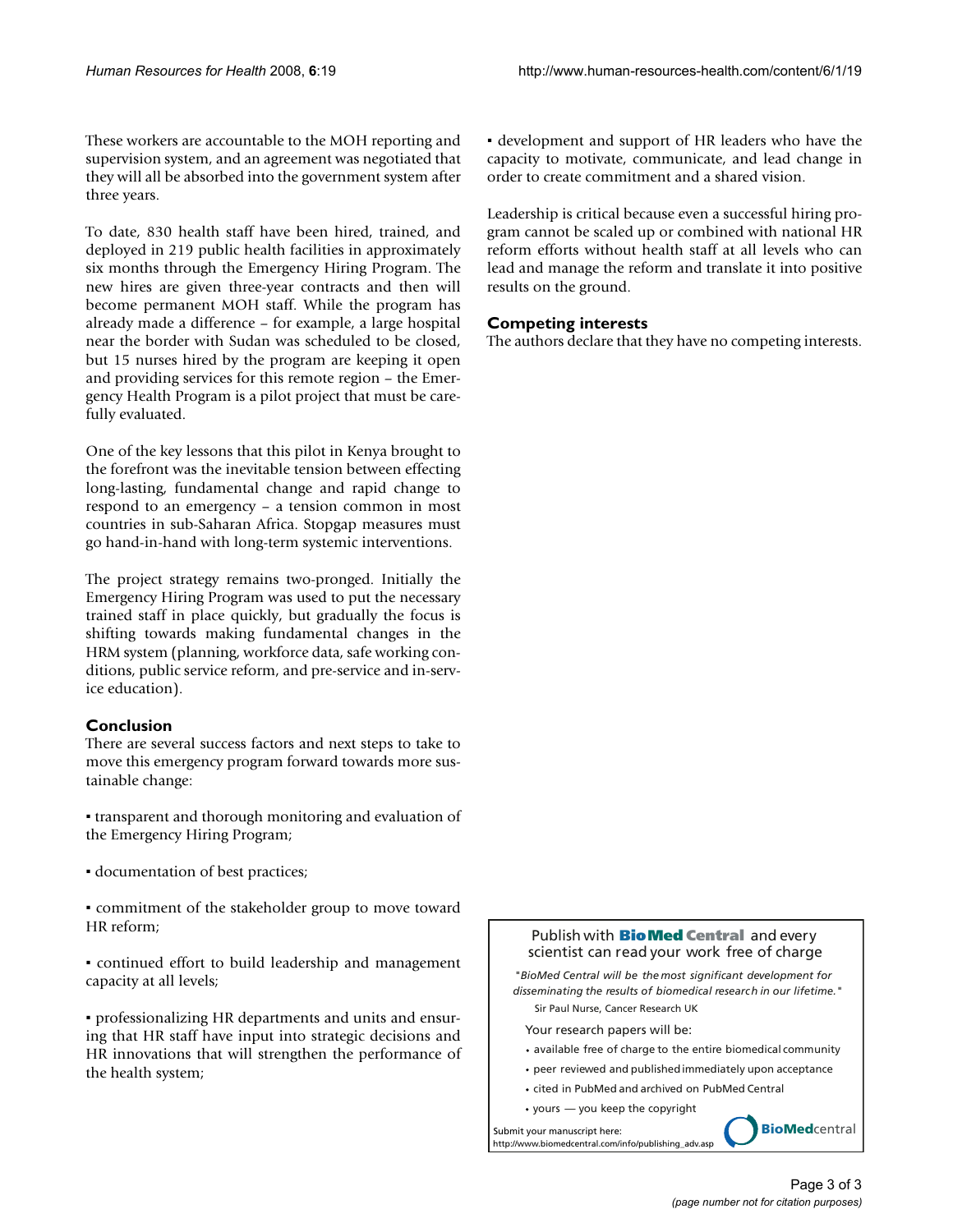These workers are accountable to the MOH reporting and supervision system, and an agreement was negotiated that they will all be absorbed into the government system after three years.

To date, 830 health staff have been hired, trained, and deployed in 219 public health facilities in approximately six months through the Emergency Hiring Program. The new hires are given three-year contracts and then will become permanent MOH staff. While the program has already made a difference – for example, a large hospital near the border with Sudan was scheduled to be closed, but 15 nurses hired by the program are keeping it open and providing services for this remote region – the Emergency Health Program is a pilot project that must be carefully evaluated.

One of the key lessons that this pilot in Kenya brought to the forefront was the inevitable tension between effecting long-lasting, fundamental change and rapid change to respond to an emergency – a tension common in most countries in sub-Saharan Africa. Stopgap measures must go hand-in-hand with long-term systemic interventions.

The project strategy remains two-pronged. Initially the Emergency Hiring Program was used to put the necessary trained staff in place quickly, but gradually the focus is shifting towards making fundamental changes in the HRM system (planning, workforce data, safe working conditions, public service reform, and pre-service and in-service education).

## Conclusion

There are several success factors and next steps to take to move this emergency program forward towards more sustainable change:

- transparent and thorough monitoring and evaluation of the Emergency Hiring Program;
- documentation of best practices;
- commitment of the stakeholder group to move toward HR reform;
- continued effort to build leadership and management capacity at all levels;
- professionalizing HR departments and units and ensuring that HR staff have input into strategic decisions and HR innovations that will strengthen the performance of the health system;
- development and support of HR leaders who have the capacity to motivate, communicate, and lead change in order to create commitment and a shared vision.

Leadership is critical because even a successful hiring program cannot be scaled up or combined with national HR reform efforts without health staff at all levels who can lead and manage the reform and translate it into positive results on the ground.

## Competing interests

The authors declare that they have no competing interests.

Publish with **BioMed Central** and every scientist can read your work free of charge

*"BioMed Central will be the most significant development for disseminating the results of biomedical research in our lifetime."*
Sir Paul Nurse, Cancer Research UK

Your research papers will be:

- available free of charge to the entire biomedical community
- peer reviewed and published immediately upon acceptance
- cited in PubMed and archived on PubMed Central
- yours — you keep the copyright

Submit your manuscript here:
http://www.biomedcentral.com/info/publishing_adv.asp

BioMedcentral